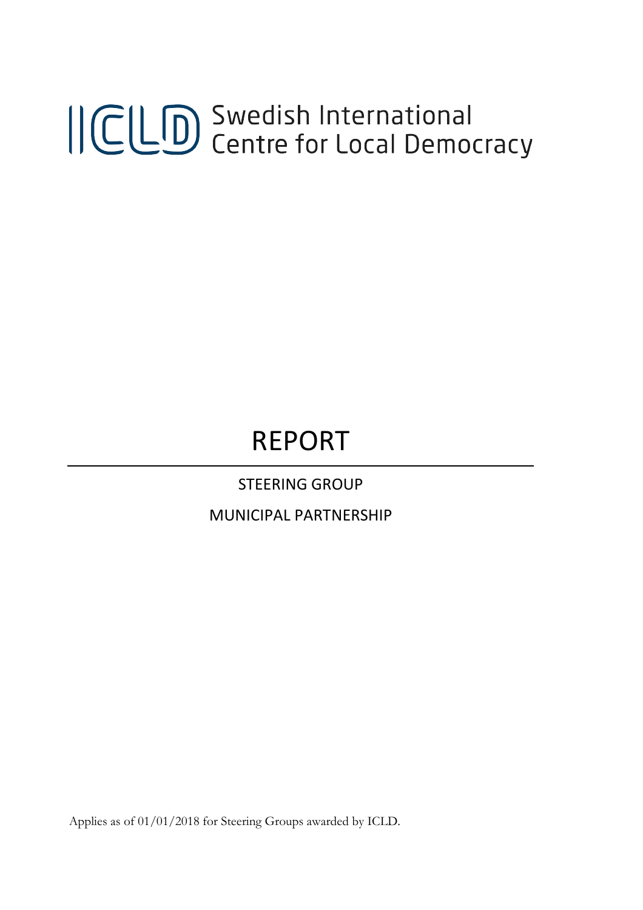ICLD Swedish International Centre for Local Democracy

# REPORT

STEERING GROUP

MUNICIPAL PARTNERSHIP

Applies as of 01/01/2018 for Steering Groups awarded by ICLD.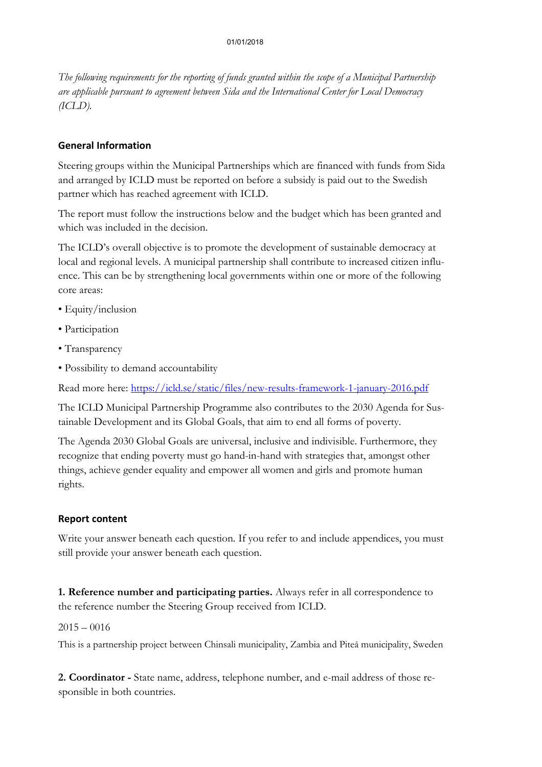*The following requirements for the reporting of funds granted within the scope of a Municipal Partnership are applicable pursuant to agreement between Sida and the International Center for Local Democracy (ICLD).*

## General Information

Steering groups within the Municipal Partnerships which are financed with funds from Sida and arranged by ICLD must be reported on before a subsidy is paid out to the Swedish partner which has reached agreement with ICLD.

The report must follow the instructions below and the budget which has been granted and which was included in the decision.

The ICLD's overall objective is to promote the development of sustainable democracy at local and regional levels. A municipal partnership shall contribute to increased citizen influence. This can be by strengthening local governments within one or more of the following core areas:

- Equity/inclusion
- Participation
- Transparency
- Possibility to demand accountability

Read more here: https://icld.se/static/files/new-results-framework-1-january-2016.pdf

The ICLD Municipal Partnership Programme also contributes to the 2030 Agenda for Sustainable Development and its Global Goals, that aim to end all forms of poverty.

The Agenda 2030 Global Goals are universal, inclusive and indivisible. Furthermore, they recognize that ending poverty must go hand-in-hand with strategies that, amongst other things, achieve gender equality and empower all women and girls and promote human rights.

## Report content

Write your answer beneath each question. If you refer to and include appendices, you must still provide your answer beneath each question.

**1. Reference number and participating parties.** Always refer in all correspondence to the reference number the Steering Group received from ICLD.

2015 – 0016

This is a partnership project between Chinsali municipality, Zambia and Piteå municipality, Sweden

**2. Coordinator -** State name, address, telephone number, and e-mail address of those responsible in both countries.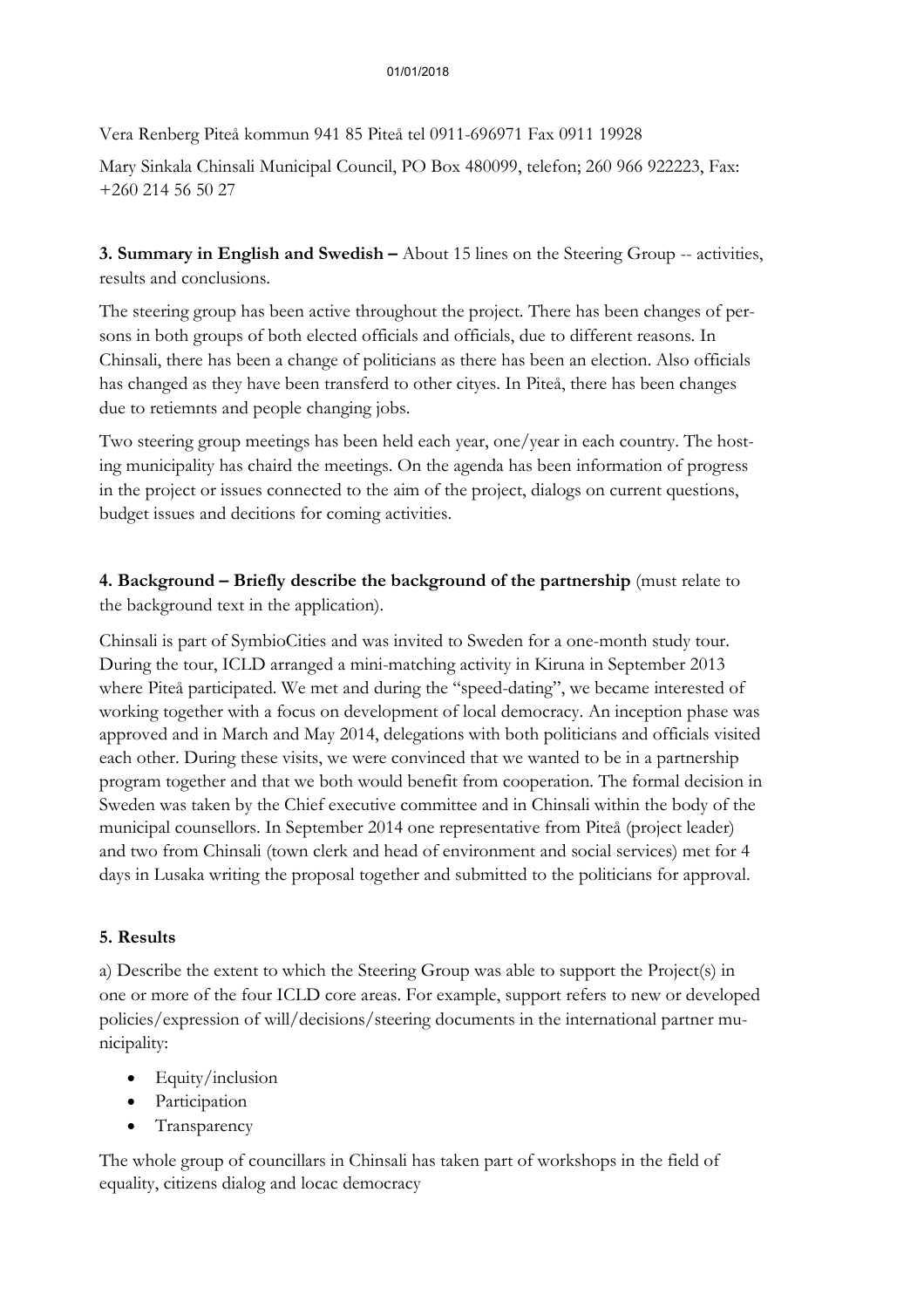Vera Renberg Piteå kommun 941 85 Piteå tel 0911-696971 Fax 0911 19928

Mary Sinkala Chinsali Municipal Council, PO Box 480099, telefon; 260 966 922223, Fax: +260 214 56 50 27

**3. Summary in English and Swedish –** About 15 lines on the Steering Group -- activities, results and conclusions.

The steering group has been active throughout the project. There has been changes of persons in both groups of both elected officials and officials, due to different reasons. In Chinsali, there has been a change of politicians as there has been an election. Also officials has changed as they have been transferd to other cityes. In Piteå, there has been changes due to retiemnts and people changing jobs.

Two steering group meetings has been held each year, one/year in each country. The hosting municipality has chaird the meetings. On the agenda has been information of progress in the project or issues connected to the aim of the project, dialogs on current questions, budget issues and decitions for coming activities.

**4. Background – Briefly describe the background of the partnership** (must relate to the background text in the application).

Chinsali is part of SymbioCities and was invited to Sweden for a one-month study tour. During the tour, ICLD arranged a mini-matching activity in Kiruna in September 2013 where Piteå participated. We met and during the "speed-dating", we became interested of working together with a focus on development of local democracy. An inception phase was approved and in March and May 2014, delegations with both politicians and officials visited each other. During these visits, we were convinced that we wanted to be in a partnership program together and that we both would benefit from cooperation. The formal decision in Sweden was taken by the Chief executive committee and in Chinsali within the body of the municipal counsellors. In September 2014 one representative from Piteå (project leader) and two from Chinsali (town clerk and head of environment and social services) met for 4 days in Lusaka writing the proposal together and submitted to the politicians for approval.

**5. Results**

a) Describe the extent to which the Steering Group was able to support the Project(s) in one or more of the four ICLD core areas. For example, support refers to new or developed policies/expression of will/decisions/steering documents in the international partner municipality:

- Equity/inclusion
- Participation
- Transparency

The whole group of councillars in Chinsali has taken part of workshops in the field of equality, citizens dialog and locac democracy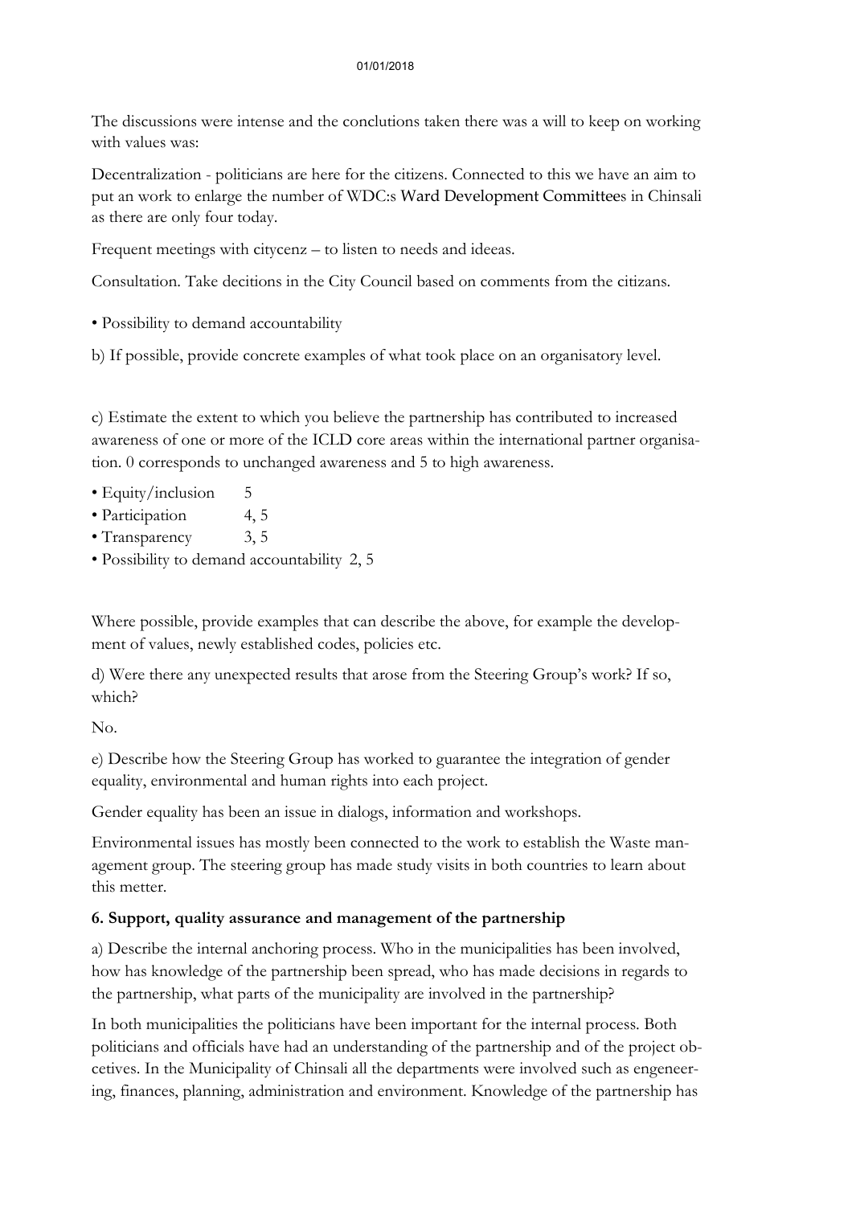The discussions were intense and the conclutions taken there was a will to keep on working with values was:

Decentralization - politicians are here for the citizens. Connected to this we have an aim to put an work to enlarge the number of WDC:s Ward Development Committees in Chinsali as there are only four today.

Frequent meetings with citycenz – to listen to needs and ideeas.

Consultation. Take decitions in the City Council based on comments from the citizans.

- Possibility to demand accountability

b) If possible, provide concrete examples of what took place on an organisatory level.

c) Estimate the extent to which you believe the partnership has contributed to increased awareness of one or more of the ICLD core areas within the international partner organisation. 0 corresponds to unchanged awareness and 5 to high awareness.

- Equity/inclusion 5
- Participation 4, 5
- Transparency 3, 5
- Possibility to demand accountability 2, 5

Where possible, provide examples that can describe the above, for example the development of values, newly established codes, policies etc.

d) Were there any unexpected results that arose from the Steering Group's work? If so, which?

No.

e) Describe how the Steering Group has worked to guarantee the integration of gender equality, environmental and human rights into each project.

Gender equality has been an issue in dialogs, information and workshops.

Environmental issues has mostly been connected to the work to establish the Waste management group. The steering group has made study visits in both countries to learn about this metter.

### 6. Support, quality assurance and management of the partnership

a) Describe the internal anchoring process. Who in the municipalities has been involved, how has knowledge of the partnership been spread, who has made decisions in regards to the partnership, what parts of the municipality are involved in the partnership?

In both municipalities the politicians have been important for the internal process. Both politicians and officials have had an understanding of the partnership and of the project obcetives. In the Municipality of Chinsali all the departments were involved such as engeneering, finances, planning, administration and environment. Knowledge of the partnership has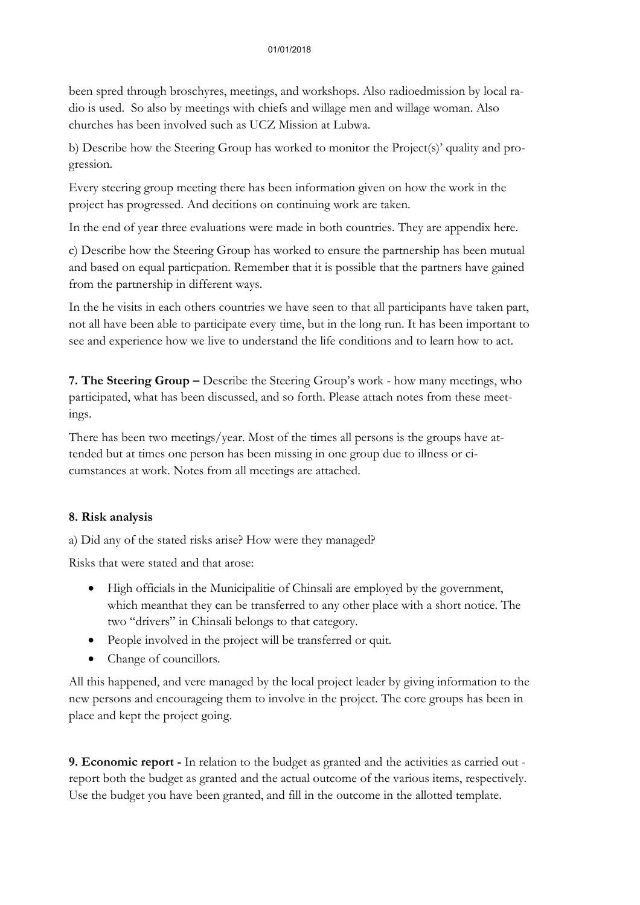been spred through broschyres, meetings, and workshops. Also radioedmission by local radio is used. So also by meetings with chiefs and willage men and willage woman. Also churches has been involved such as UCZ Mission at Lubwa.

b) Describe how the Steering Group has worked to monitor the Project(s)' quality and progression.

Every steering group meeting there has been information given on how the work in the project has progressed. And decitions on continuing work are taken.

In the end of year three evaluations were made in both countries. They are appendix here.

c) Describe how the Steering Group has worked to ensure the partnership has been mutual and based on equal particpation. Remember that it is possible that the partners have gained from the partnership in different ways.

In the he visits in each others countries we have seen to that all participants have taken part, not all have been able to participate every time, but in the long run. It has been important to see and experience how we live to understand the life conditions and to learn how to act.

**7. The Steering Group –** Describe the Steering Group's work - how many meetings, who participated, what has been discussed, and so forth. Please attach notes from these meetings.

There has been two meetings/year. Most of the times all persons is the groups have attended but at times one person has been missing in one group due to illness or cicumstances at work. Notes from all meetings are attached.

**8. Risk analysis**

a) Did any of the stated risks arise? How were they managed?

Risks that were stated and that arose:

- High officials in the Municipalitie of Chinsali are employed by the government, which meanthat they can be transferred to any other place with a short notice. The two "drivers" in Chinsali belongs to that category.
- People involved in the project will be transferred or quit.
- Change of councillors.

All this happened, and vere managed by the local project leader by giving information to the new persons and encourageing them to involve in the project. The core groups has been in place and kept the project going.

**9. Economic report -** In relation to the budget as granted and the activities as carried out - report both the budget as granted and the actual outcome of the various items, respectively. Use the budget you have been granted, and fill in the outcome in the allotted template.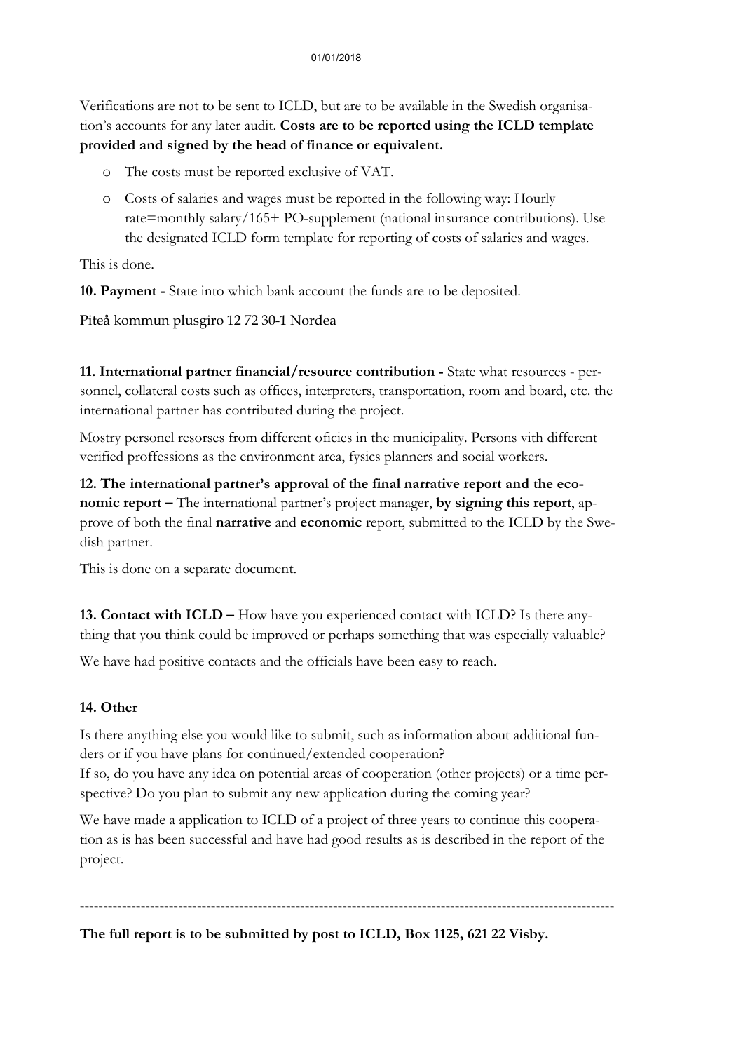Verifications are not to be sent to ICLD, but are to be available in the Swedish organisation's accounts for any later audit. **Costs are to be reported using the ICLD template provided and signed by the head of finance or equivalent.**

- The costs must be reported exclusive of VAT.
- Costs of salaries and wages must be reported in the following way: Hourly rate=monthly salary/165+ PO-supplement (national insurance contributions). Use the designated ICLD form template for reporting of costs of salaries and wages.

This is done.

**10. Payment -** State into which bank account the funds are to be deposited.

Piteå kommun plusgiro 12 72 30-1 Nordea

**11. International partner financial/resource contribution -** State what resources - personnel, collateral costs such as offices, interpreters, transportation, room and board, etc. the international partner has contributed during the project.

Mostry personel resorses from different oficies in the municipality. Persons vith different verified proffessions as the environment area, fysics planners and social workers.

**12. The international partner's approval of the final narrative report and the economic report –** The international partner's project manager, **by signing this report**, approve of both the final **narrative** and **economic** report, submitted to the ICLD by the Swedish partner.

This is done on a separate document.

**13. Contact with ICLD –** How have you experienced contact with ICLD? Is there anything that you think could be improved or perhaps something that was especially valuable?

We have had positive contacts and the officials have been easy to reach.

**14. Other**

Is there anything else you would like to submit, such as information about additional funders or if you have plans for continued/extended cooperation?
If so, do you have any idea on potential areas of cooperation (other projects) or a time perspective? Do you plan to submit any new application during the coming year?

We have made a application to ICLD of a project of three years to continue this cooperation as is has been successful and have had good results as is described in the report of the project.

---

**The full report is to be submitted by post to ICLD, Box 1125, 621 22 Visby.**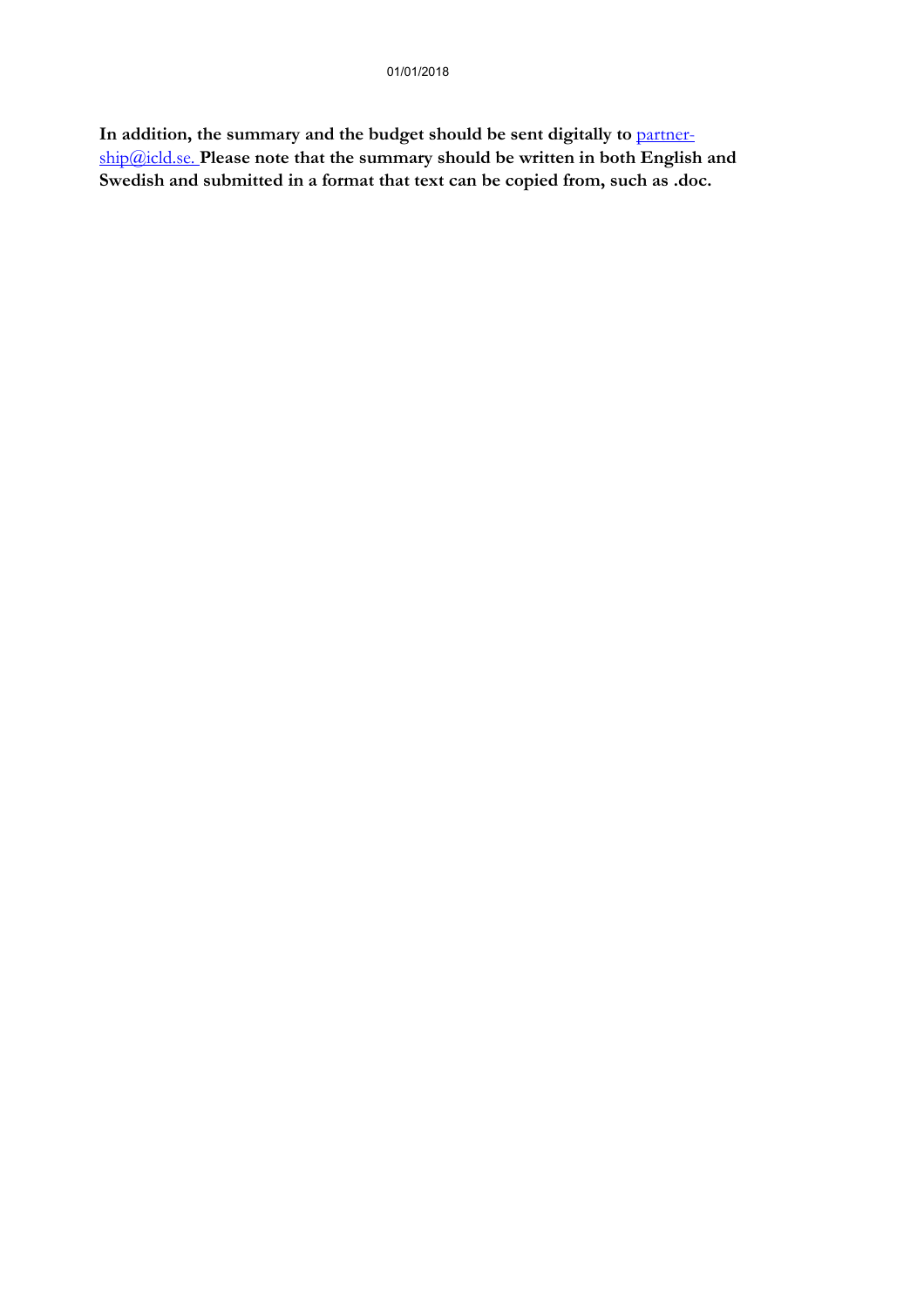**In addition, the summary and the budget should be sent digitally to** partner-ship@icld.se. **Please note that the summary should be written in both English and Swedish and submitted in a format that text can be copied from, such as .doc.**